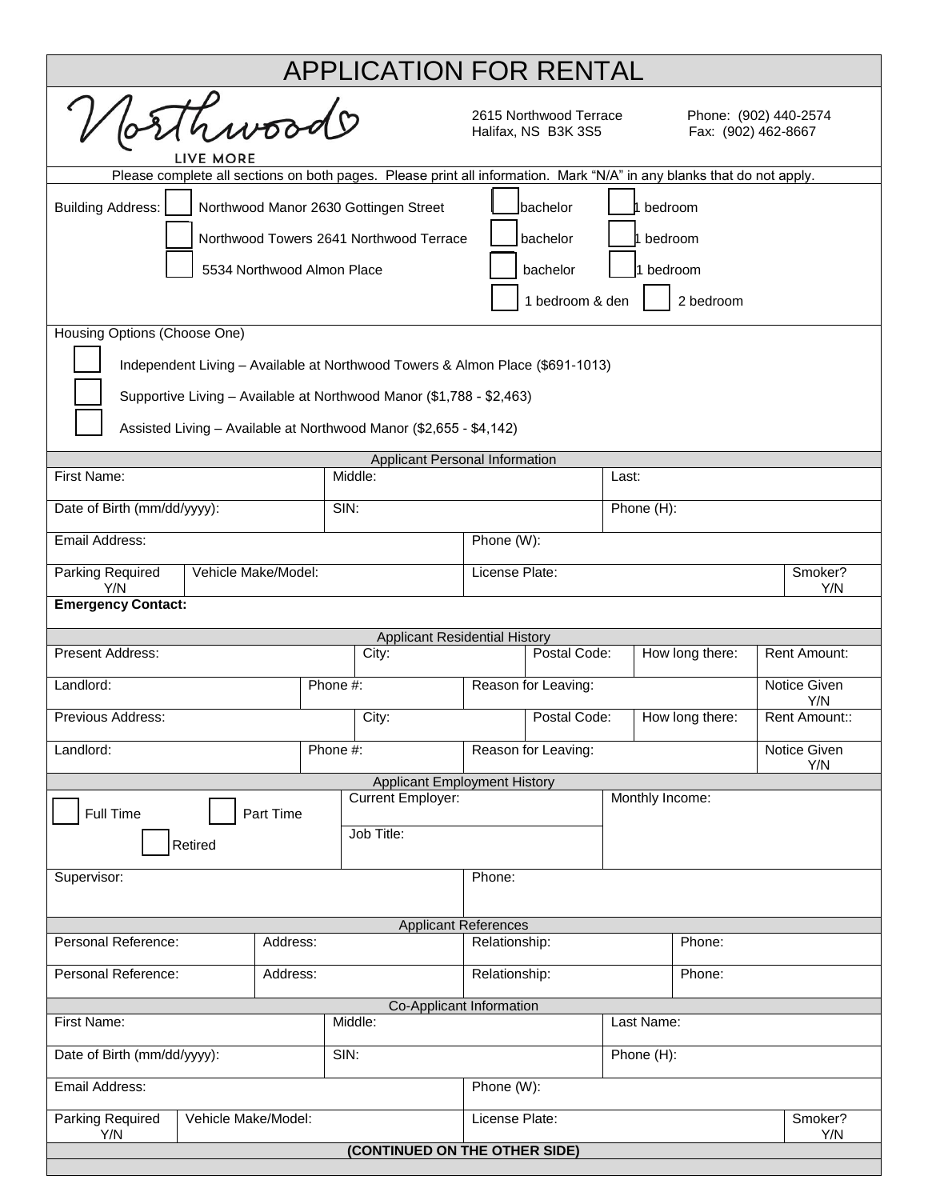# APPLICATION FOR RENTAL

Northwood LIVE MORE

2615 Northwood Terrace
Halifax, NS B3K 3S5

Phone: (902) 440-2574
Fax: (902) 462-8667

Please complete all sections on both pages. Please print all information. Mark "N/A" in any blanks that do not apply.

Building Address:

- ☐ Northwood Manor 2630 Gottingen Street — ☐ bachelor ☐ 1 bedroom
- ☐ Northwood Towers 2641 Northwood Terrace — ☐ bachelor ☐ 1 bedroom
- ☐ 5534 Northwood Almon Place — ☐ bachelor ☐ 1 bedroom
  - ☐ 1 bedroom & den ☐ 2 bedroom

Housing Options (Choose One)

- ☐ Independent Living – Available at Northwood Towers & Almon Place ($691-1013)
- ☐ Supportive Living – Available at Northwood Manor ($1,788 - $2,463)
- ☐ Assisted Living – Available at Northwood Manor ($2,655 - $4,142)

## Applicant Personal Information

| First Name: | Middle: | Last: |
|---|---|---|
| Date of Birth (mm/dd/yyyy): | SIN: | Phone (H): |

| Email Address: | Phone (W): |
|---|---|

| Parking Required Y/N | Vehicle Make/Model: | License Plate: | Smoker? Y/N |
|---|---|---|---|

**Emergency Contact:**

## Applicant Residential History

| Present Address: | City: | Postal Code: | How long there: | Rent Amount: |
|---|---|---|---|---|
| Landlord: | Phone #: | Reason for Leaving: | | Notice Given Y/N |
| Previous Address: | City: | Postal Code: | How long there: | Rent Amount:: |
| Landlord: | Phone #: | Reason for Leaving: | | Notice Given Y/N |

## Applicant Employment History

| ☐ Full Time ☐ Part Time ☐ Retired | Current Employer: | Monthly Income: |
|---|---|---|
| | Job Title: | |
| Supervisor: | Phone: | |

## Applicant References

| Personal Reference: | Address: | Relationship: | Phone: |
|---|---|---|---|
| Personal Reference: | Address: | Relationship: | Phone: |

## Co-Applicant Information

| First Name: | Middle: | Last Name: |
|---|---|---|
| Date of Birth (mm/dd/yyyy): | SIN: | Phone (H): |

| Email Address: | Phone (W): |
|---|---|

| Parking Required Y/N | Vehicle Make/Model: | License Plate: | Smoker? Y/N |
|---|---|---|---|

**(CONTINUED ON THE OTHER SIDE)**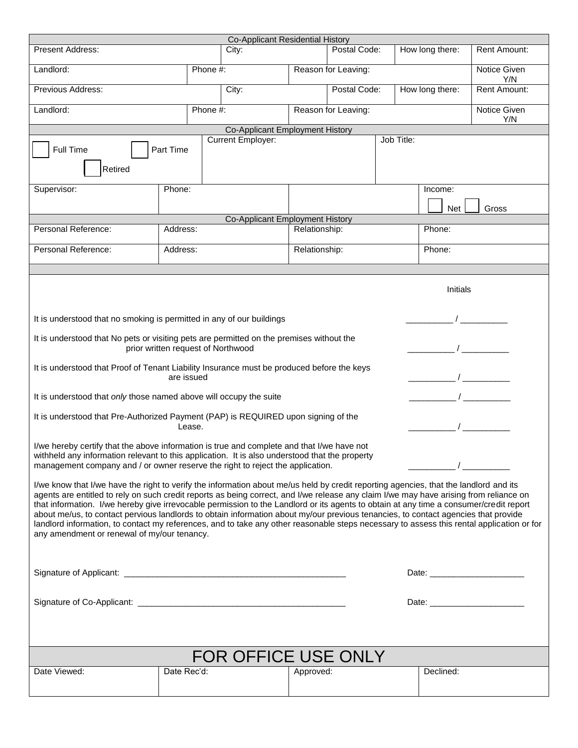## Co-Applicant Residential History

| | | | | |
|---|---|---|---|---|
| Present Address: | City: | Postal Code: | How long there: | Rent Amount: |
| Landlord: | Phone #: | Reason for Leaving: | | Notice Given Y/N |
| Previous Address: | City: | Postal Code: | How long there: | Rent Amount: |
| Landlord: | Phone #: | Reason for Leaving: | | Notice Given Y/N |

## Co-Applicant Employment History

| | | | |
|---|---|---|---|
| ☐ Full Time ☐ Part Time ☐ Retired | Current Employer: | Job Title: | |
| Supervisor: | Phone: | | Income: ☐ Net ☐ Gross |

## Co-Applicant Employment History

| | | | |
|---|---|---|---|
| Personal Reference: | Address: | Relationship: | Phone: |
| Personal Reference: | Address: | Relationship: | Phone: |

Initials

It is understood that no smoking is permitted in any of our buildings __________ / __________

It is understood that No pets or visiting pets are permitted on the premises without the prior written request of Northwood __________ / __________

It is understood that Proof of Tenant Liability Insurance must be produced before the keys are issued __________ / __________

It is understood that *only* those named above will occupy the suite __________ / __________

It is understood that Pre-Authorized Payment (PAP) is REQUIRED upon signing of the Lease. __________ / __________

I/we hereby certify that the above information is true and complete and that I/we have not withheld any information relevant to this application. It is also understood that the property management company and / or owner reserve the right to reject the application. __________ / __________

I/we know that I/we have the right to verify the information about me/us held by credit reporting agencies, that the landlord and its agents are entitled to rely on such credit reports as being correct, and I/we release any claim I/we may have arising from reliance on that information. I/we hereby give irrevocable permission to the Landlord or its agents to obtain at any time a consumer/credit report about me/us, to contact pervious landlords to obtain information about my/our previous tenancies, to contact agencies that provide landlord information, to contact my references, and to take any other reasonable steps necessary to assess this rental application or for any amendment or renewal of my/our tenancy.

Signature of Applicant: ______________________________________________ Date: ____________________

Signature of Co-Applicant: ___________________________________________ Date: ____________________

## FOR OFFICE USE ONLY

| Date Viewed: | Date Rec'd: | Approved: | Declined: |
|---|---|---|---|
| | | | |